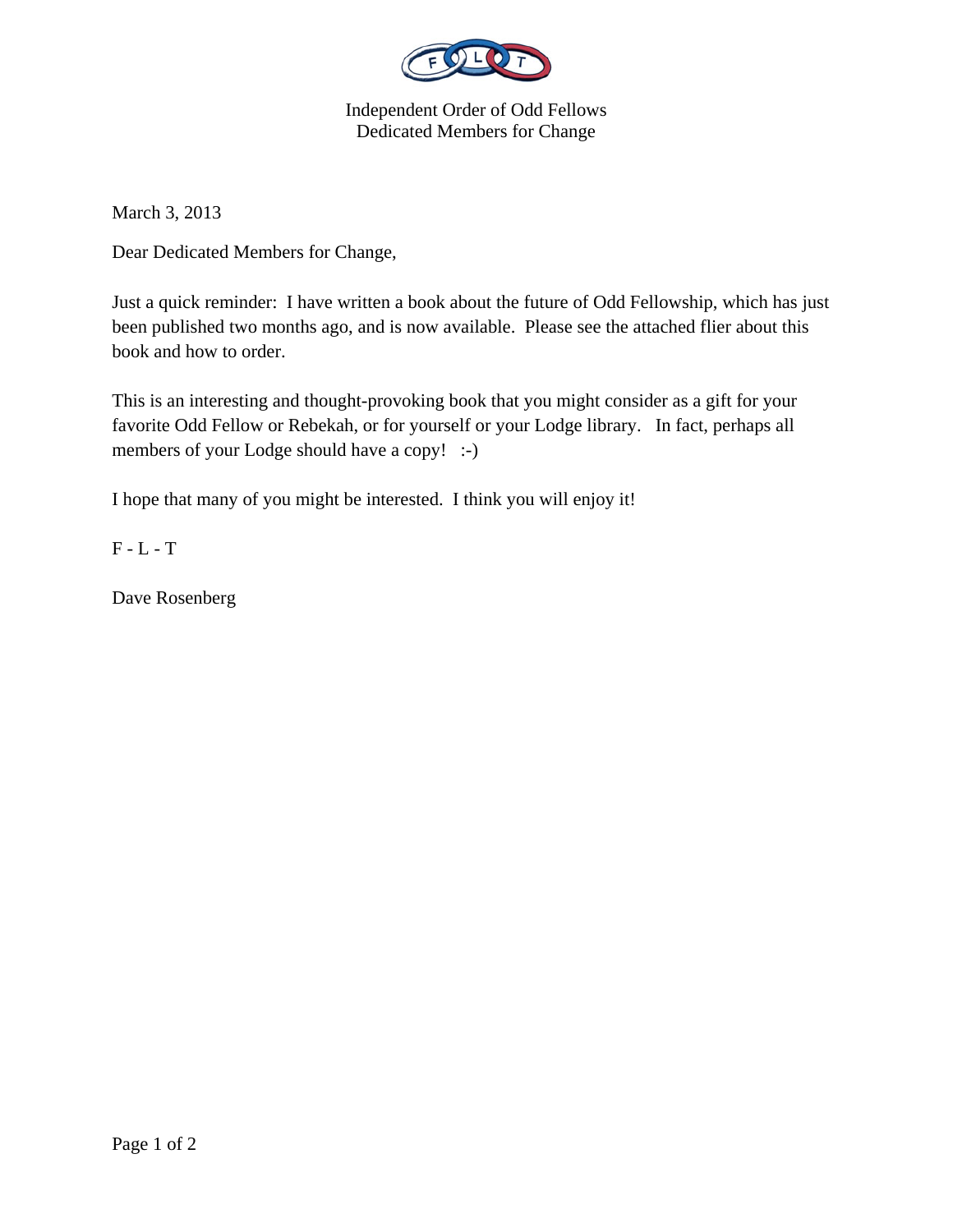Independent Order of Odd Fellows
Dedicated Members for Change

March 3, 2013

Dear Dedicated Members for Change,

Just a quick reminder: I have written a book about the future of Odd Fellowship, which has just been published two months ago, and is now available. Please see the attached flier about this book and how to order.

This is an interesting and thought-provoking book that you might consider as a gift for your favorite Odd Fellow or Rebekah, or for yourself or your Lodge library. In fact, perhaps all members of your Lodge should have a copy! :-)

I hope that many of you might be interested. I think you will enjoy it!

F - L - T

Dave Rosenberg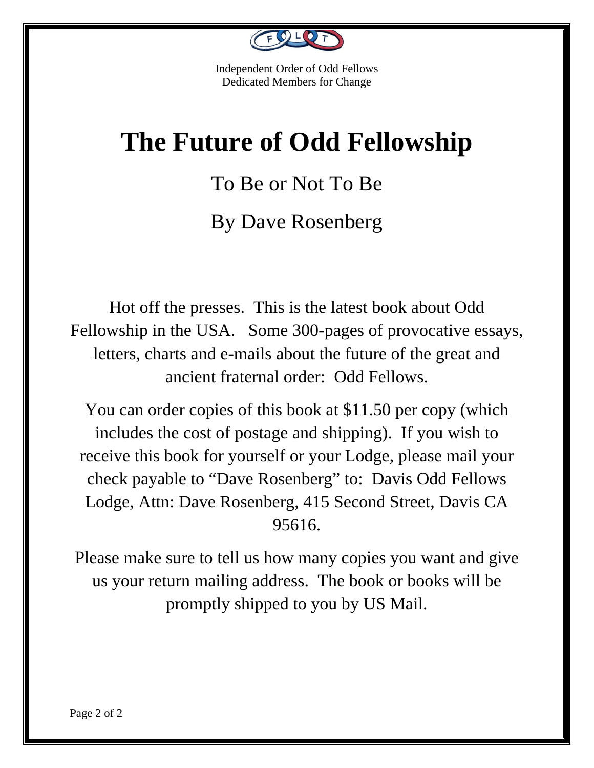Independent Order of Odd Fellows
Dedicated Members for Change

# The Future of Odd Fellowship

To Be or Not To Be

By Dave Rosenberg

Hot off the presses. This is the latest book about Odd Fellowship in the USA. Some 300-pages of provocative essays, letters, charts and e-mails about the future of the great and ancient fraternal order: Odd Fellows.

You can order copies of this book at $11.50 per copy (which includes the cost of postage and shipping). If you wish to receive this book for yourself or your Lodge, please mail your check payable to "Dave Rosenberg" to: Davis Odd Fellows Lodge, Attn: Dave Rosenberg, 415 Second Street, Davis CA 95616.

Please make sure to tell us how many copies you want and give us your return mailing address. The book or books will be promptly shipped to you by US Mail.